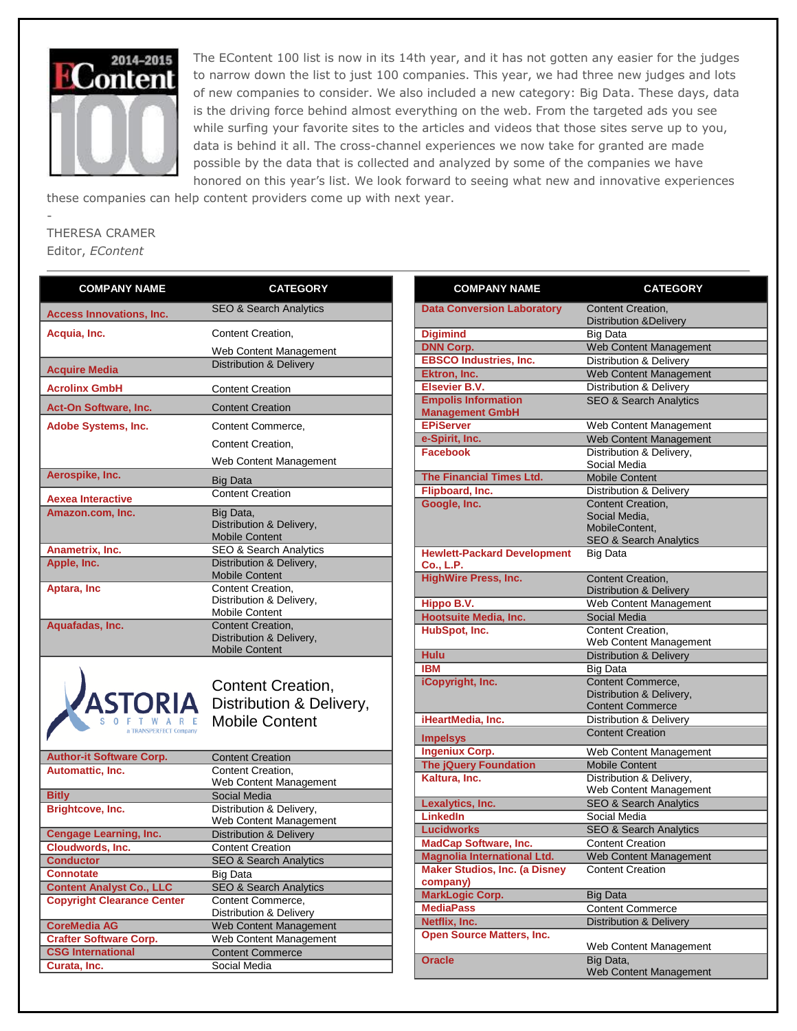2014-2015 EContent 100

The EContent 100 list is now in its 14th year, and it has not gotten any easier for the judges to narrow down the list to just 100 companies. This year, we had three new judges and lots of new companies to consider. We also included a new category: Big Data. These days, data is the driving force behind almost everything on the web. From the targeted ads you see while surfing your favorite sites to the articles and videos that those sites serve up to you, data is behind it all. The cross-channel experiences we now take for granted are made possible by the data that is collected and analyzed by some of the companies we have honored on this year's list. We look forward to seeing what new and innovative experiences these companies can help content providers come up with next year.

-
THERESA CRAMER
Editor, *EContent*

| COMPANY NAME | CATEGORY |
|---|---|
| Access Innovations, Inc. | SEO & Search Analytics |
| Acquia, Inc. | Content Creation, Web Content Management |
| Acquire Media | Distribution & Delivery |
| Acrolinx GmbH | Content Creation |
| Act-On Software, Inc. | Content Creation |
| Adobe Systems, Inc. | Content Commerce, Content Creation, Web Content Management |
| Aerospike, Inc. | Big Data |
| Aexea Interactive | Content Creation |
| Amazon.com, Inc. | Big Data, Distribution & Delivery, Mobile Content |
| Anametrix, Inc. | SEO & Search Analytics |
| Apple, Inc. | Distribution & Delivery, Mobile Content |
| Aptara, Inc | Content Creation, Distribution & Delivery, Mobile Content |
| Aquafadas, Inc. | Content Creation, Distribution & Delivery, Mobile Content |
| ASTORIA SOFTWARE a TRANSPERFECT Company | Content Creation, Distribution & Delivery, Mobile Content |
| Author-it Software Corp. | Content Creation |
| Automattic, Inc. | Content Creation, Web Content Management |
| Bitly | Social Media |
| Brightcove, Inc. | Distribution & Delivery, Web Content Management |
| Cengage Learning, Inc. | Distribution & Delivery |
| Cloudwords, Inc. | Content Creation |
| Conductor | SEO & Search Analytics |
| Connotate | Big Data |
| Content Analyst Co., LLC | SEO & Search Analytics |
| Copyright Clearance Center | Content Commerce, Distribution & Delivery |
| CoreMedia AG | Web Content Management |
| Crafter Software Corp. | Web Content Management |
| CSG International | Content Commerce |
| Curata, Inc. | Social Media |

| COMPANY NAME | CATEGORY |
|---|---|
| Data Conversion Laboratory | Content Creation, Distribution &Delivery |
| Digimind | Big Data |
| DNN Corp. | Web Content Management |
| EBSCO Industries, Inc. | Distribution & Delivery |
| Ektron, Inc. | Web Content Management |
| Elsevier B.V. | Distribution & Delivery |
| Empolis Information Management GmbH | SEO & Search Analytics |
| EPiServer | Web Content Management |
| e-Spirit, Inc. | Web Content Management |
| Facebook | Distribution & Delivery, Social Media |
| The Financial Times Ltd. | Mobile Content |
| Flipboard, Inc. | Distribution & Delivery |
| Google, Inc. | Content Creation, Social Media, MobileContent, SEO & Search Analytics |
| Hewlett-Packard Development Co., L.P. | Big Data |
| HighWire Press, Inc. | Content Creation, Distribution & Delivery |
| Hippo B.V. | Web Content Management |
| Hootsuite Media, Inc. | Social Media |
| HubSpot, Inc. | Content Creation, Web Content Management |
| Hulu | Distribution & Delivery |
| IBM | Big Data |
| iCopyright, Inc. | Content Commerce, Distribution & Delivery, Content Commerce |
| iHeartMedia, Inc. | Distribution & Delivery |
| Impelsys | Content Creation |
| Ingeniux Corp. | Web Content Management |
| The jQuery Foundation | Mobile Content |
| Kaltura, Inc. | Distribution & Delivery, Web Content Management |
| Lexalytics, Inc. | SEO & Search Analytics |
| LinkedIn | Social Media |
| Lucidworks | SEO & Search Analytics |
| MadCap Software, Inc. | Content Creation |
| Magnolia International Ltd. | Web Content Management |
| Maker Studios, Inc. (a Disney company) | Content Creation |
| MarkLogic Corp. | Big Data |
| MediaPass | Content Commerce |
| Netflix, Inc. | Distribution & Delivery |
| Open Source Matters, Inc. | Web Content Management |
| Oracle | Big Data, Web Content Management |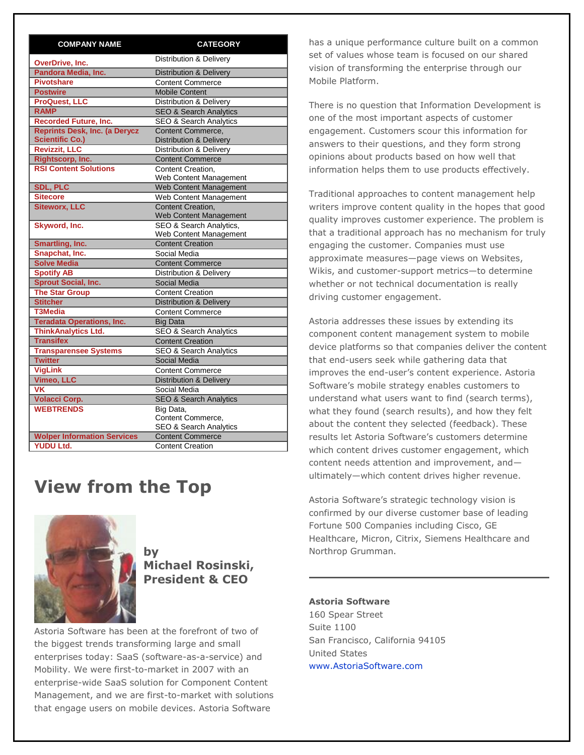| COMPANY NAME | CATEGORY |
|---|---|
| OverDrive, Inc. | Distribution & Delivery |
| Pandora Media, Inc. | Distribution & Delivery |
| Pivotshare | Content Commerce |
| Postwire | Mobile Content |
| ProQuest, LLC | Distribution & Delivery |
| RAMP | SEO & Search Analytics |
| Recorded Future, Inc. | SEO & Search Analytics |
| Reprints Desk, Inc. (a Derycz Scientific Co.) | Content Commerce, Distribution & Delivery |
| Revizzit, LLC | Distribution & Delivery |
| Rightscorp, Inc. | Content Commerce |
| RSI Content Solutions | Content Creation, Web Content Management |
| SDL, PLC | Web Content Management |
| Sitecore | Web Content Management |
| Siteworx, LLC | Content Creation, Web Content Management |
| Skyword, Inc. | SEO & Search Analytics, Web Content Management |
| Smartling, Inc. | Content Creation |
| Snapchat, Inc. | Social Media |
| Solve Media | Content Commerce |
| Spotify AB | Distribution & Delivery |
| Sprout Social, Inc. | Social Media |
| The Star Group | Content Creation |
| Stitcher | Distribution & Delivery |
| T3Media | Content Commerce |
| Teradata Operations, Inc. | Big Data |
| ThinkAnalytics Ltd. | SEO & Search Analytics |
| Transifex | Content Creation |
| Transparensee Systems | SEO & Search Analytics |
| Twitter | Social Media |
| VigLink | Content Commerce |
| Vimeo, LLC | Distribution & Delivery |
| VK | Social Media |
| Volacci Corp. | SEO & Search Analytics |
| WEBTRENDS | Big Data, Content Commerce, SEO & Search Analytics |
| Wolper Information Services | Content Commerce |
| YUDU Ltd. | Content Creation |

# View from the Top

**by Michael Rosinski, President & CEO**

Astoria Software has been at the forefront of two of the biggest trends transforming large and small enterprises today: SaaS (software-as-a-service) and Mobility. We were first-to-market in 2007 with an enterprise-wide SaaS solution for Component Content Management, and we are first-to-market with solutions that engage users on mobile devices. Astoria Software has a unique performance culture built on a common set of values whose team is focused on our shared vision of transforming the enterprise through our Mobile Platform.

There is no question that Information Development is one of the most important aspects of customer engagement. Customers scour this information for answers to their questions, and they form strong opinions about products based on how well that information helps them to use products effectively.

Traditional approaches to content management help writers improve content quality in the hopes that good quality improves customer experience. The problem is that a traditional approach has no mechanism for truly engaging the customer. Companies must use approximate measures—page views on Websites, Wikis, and customer-support metrics—to determine whether or not technical documentation is really driving customer engagement.

Astoria addresses these issues by extending its component content management system to mobile device platforms so that companies deliver the content that end-users seek while gathering data that improves the end-user's content experience. Astoria Software's mobile strategy enables customers to understand what users want to find (search terms), what they found (search results), and how they felt about the content they selected (feedback). These results let Astoria Software's customers determine which content drives customer engagement, which content needs attention and improvement, and—ultimately—which content drives higher revenue.

Astoria Software's strategic technology vision is confirmed by our diverse customer base of leading Fortune 500 Companies including Cisco, GE Healthcare, Micron, Citrix, Siemens Healthcare and Northrop Grumman.

---

**Astoria Software**
160 Spear Street
Suite 1100
San Francisco, California 94105
United States
www.AstoriaSoftware.com